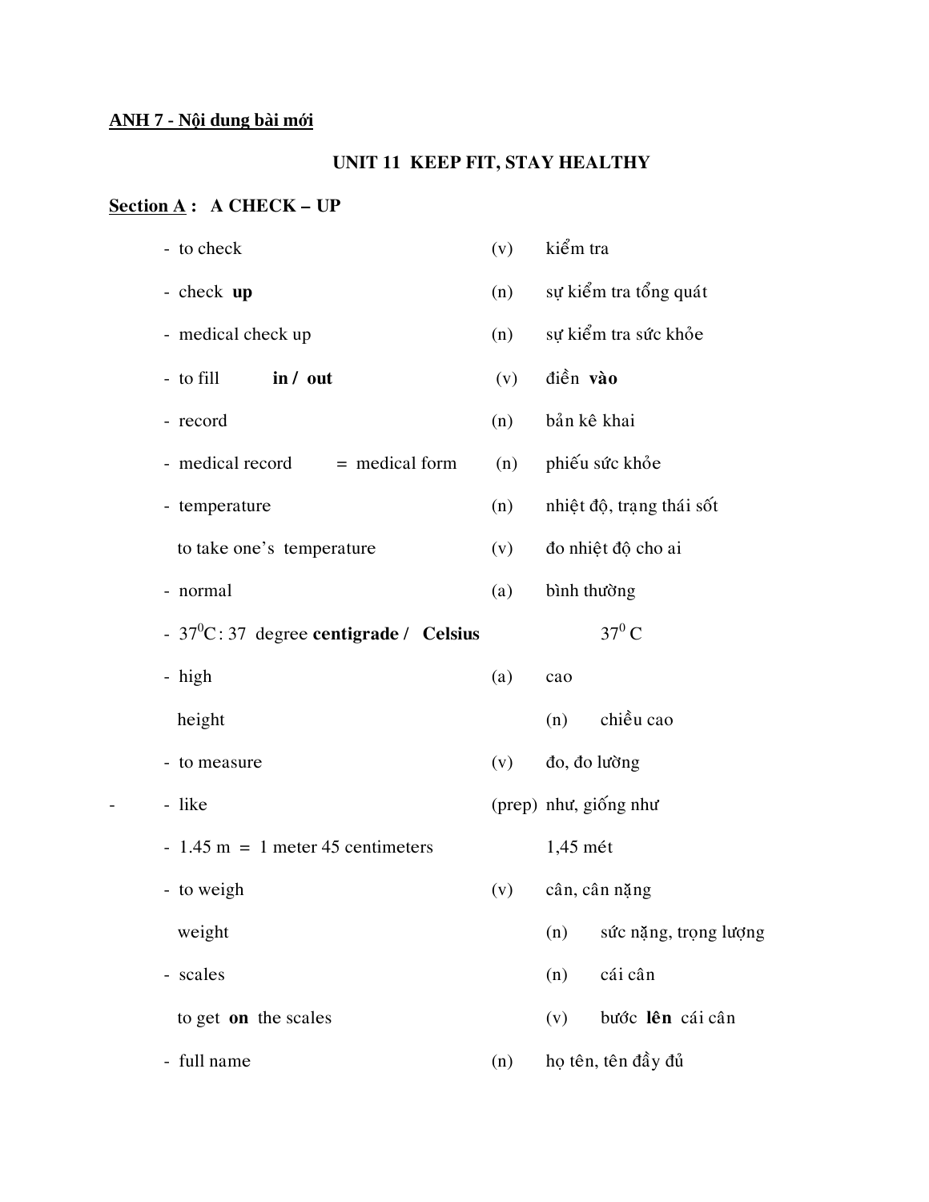**ANH 7 - Nội dung bài mới**

## UNIT 11 KEEP FIT, STAY HEALTHY

**Section A** : A CHECK – UP

- to check (v) kiểm tra
- check **up** (n) sự kiểm tra tổng quát
- medical check up (n) sự kiểm tra sức khỏe
- to fill **in / out** (v) điền **vào**
- record (n) bản kê khai
- medical record = medical form (n) phiếu sức khỏe
- temperature (n) nhiệt độ, trạng thái sốt
  to take one's temperature (v) đo nhiệt độ cho ai
- normal (a) bình thường
- $37^0$C : 37 degree **centigrade / Celsius** $37^0$ C
- high (a) cao
  height (n) chiều cao
- to measure (v) đo, đo lường
- like (prep) như, giống như
- 1.45 m = 1 meter 45 centimeters 1,45 mét
- to weigh (v) cân, cân nặng
  weight (n) sức nặng, trọng lượng
- scales (n) cái cân
  to get **on** the scales (v) bước **lên** cái cân
- full name (n) họ tên, tên đầy đủ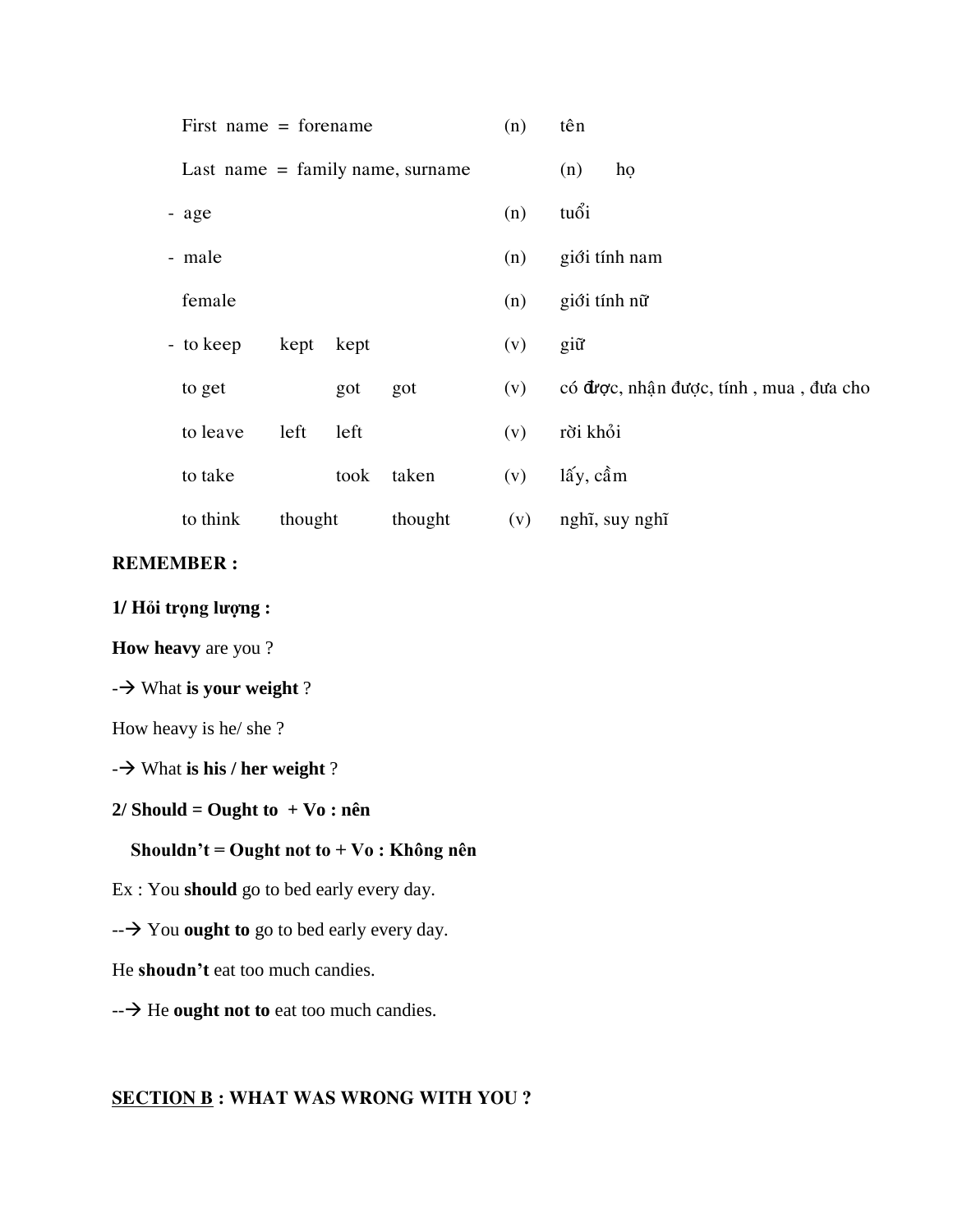First name = forename (n) tên

Last name = family name, surname (n) họ

- age (n) tuổi
- male (n) giới tính nam

female (n) giới tính nữ

- to keep kept kept (v) giữ

to get got got (v) có được, nhận được, tính , mua , đưa cho

to leave left left (v) rời khỏi

to take took taken (v) lấy, cầm

to think thought thought (v) nghĩ, suy nghĩ

**REMEMBER :**

**1/ Hỏi trọng lượng :**

**How heavy** are you ?

-→ What **is your weight** ?

How heavy is he/ she ?

-→ What **is his / her weight** ?

**2/ Should = Ought to + Vo : nên**

**Shouldn't = Ought not to + Vo : Không nên**

Ex : You **should** go to bed early every day.

--→ You **ought to** go to bed early every day.

He **shoudn't** eat too much candies.

--→ He **ought not to** eat too much candies.

**<u>SECTION B</u> : WHAT WAS WRONG WITH YOU ?**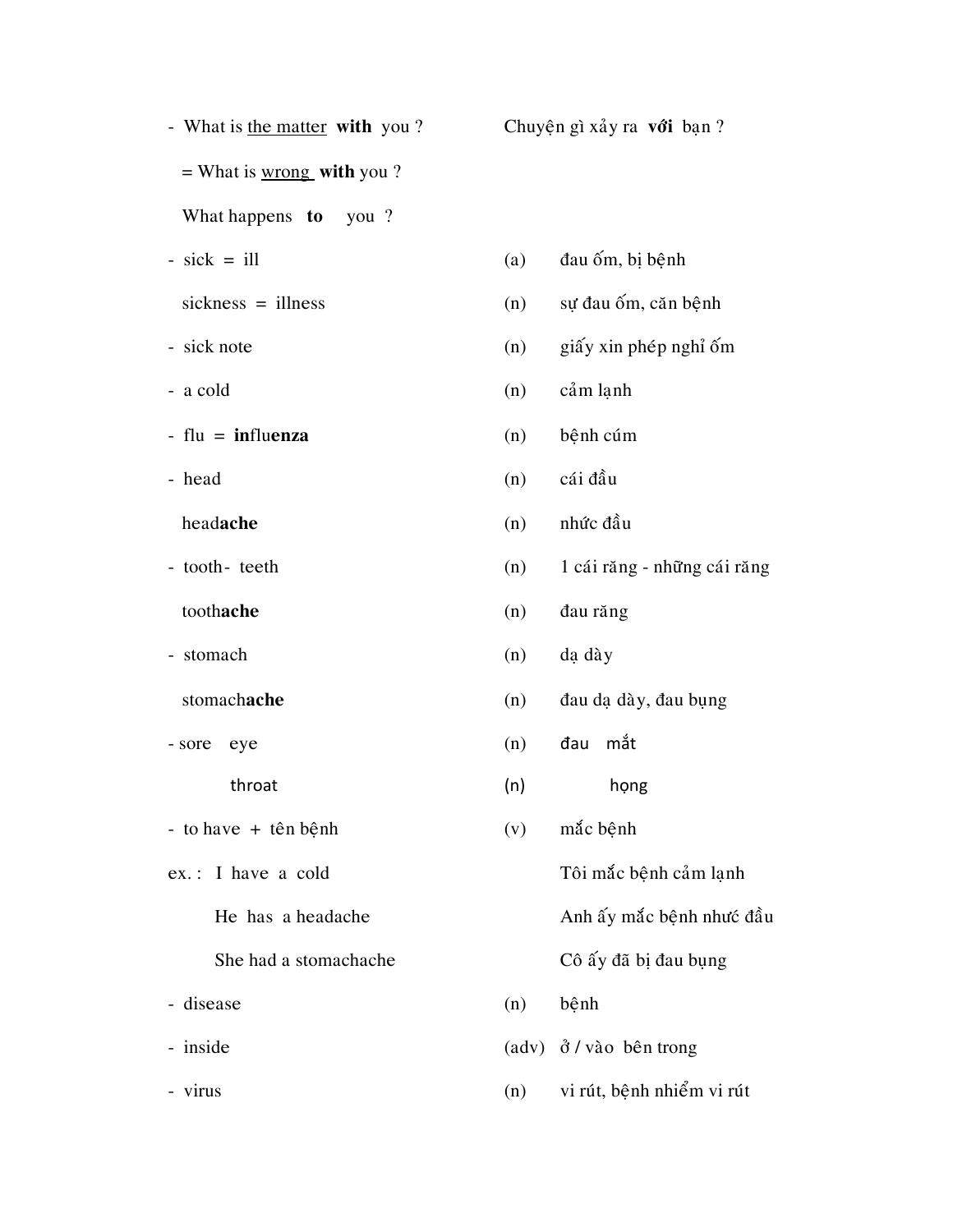| | | |
|---|---|---|
| - What is <u>the matter</u> **with** you ? | | Chuyện gì xảy ra **với** bạn ? |
| = What is <u>wrong</u> **with** you ? | | |
| What happens **to** you ? | | |
| - sick = ill | (a) | đau ốm, bị bệnh |
| sickness = illness | (n) | sự đau ốm, căn bệnh |
| - sick note | (n) | giấy xin phép nghỉ ốm |
| - a cold | (n) | cảm lạnh |
| - flu = **in**flu**enza** | (n) | bệnh cúm |
| - head | (n) | cái đầu |
| head**ache** | (n) | nhức đầu |
| - tooth- teeth | (n) | 1 cái răng - những cái răng |
| tooth**ache** | (n) | đau răng |
| - stomach | (n) | dạ dày |
| stomach**ache** | (n) | đau dạ dày, đau bụng |
| - sore eye | (n) | đau mắt |
| throat | (n) | họng |
| - to have + tên bệnh | (v) | mắc bệnh |
| ex. : I have a cold | | Tôi mắc bệnh cảm lạnh |
| He has a headache | | Anh ấy mắc bệnh nhức đầu |
| She had a stomachache | | Cô ấy đã bị đau bụng |
| - disease | (n) | bệnh |
| - inside | (adv) | ở / vào bên trong |
| - virus | (n) | vi rút, bệnh nhiễm vi rút |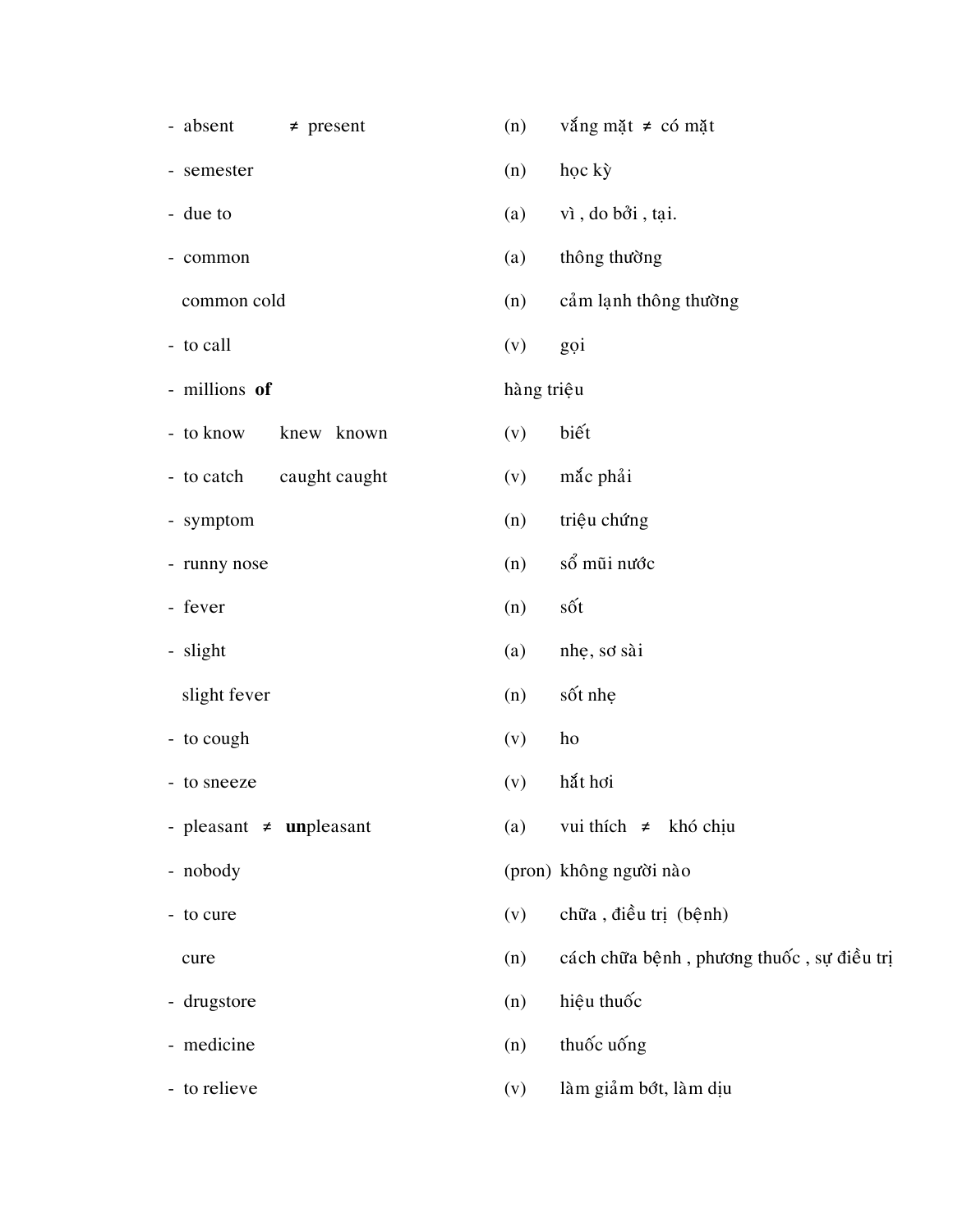| English | | Type | Vietnamese |
|---|---|---|---|
| - absent ≠ present | | (n) | vắng mặt ≠ có mặt |
| - semester | | (n) | học kỳ |
| - due to | | (a) | vì , do bởi , tại. |
| - common | | (a) | thông thường |
| common cold | | (n) | cảm lạnh thông thường |
| - to call | | (v) | gọi |
| - millions **of** | | | hàng triệu |
| - to know | knew known | (v) | biết |
| - to catch | caught caught | (v) | mắc phải |
| - symptom | | (n) | triệu chứng |
| - runny nose | | (n) | sổ mũi nước |
| - fever | | (n) | sốt |
| - slight | | (a) | nhẹ, sơ sài |
| slight fever | | (n) | sốt nhẹ |
| - to cough | | (v) | ho |
| - to sneeze | | (v) | hắt hơi |
| - pleasant ≠ **un**pleasant | | (a) | vui thích ≠ khó chịu |
| - nobody | | (pron) | không người nào |
| - to cure | | (v) | chữa , điều trị (bệnh) |
| cure | | (n) | cách chữa bệnh , phương thuốc , sự điều trị |
| - drugstore | | (n) | hiệu thuốc |
| - medicine | | (n) | thuốc uống |
| - to relieve | | (v) | làm giảm bớt, làm dịu |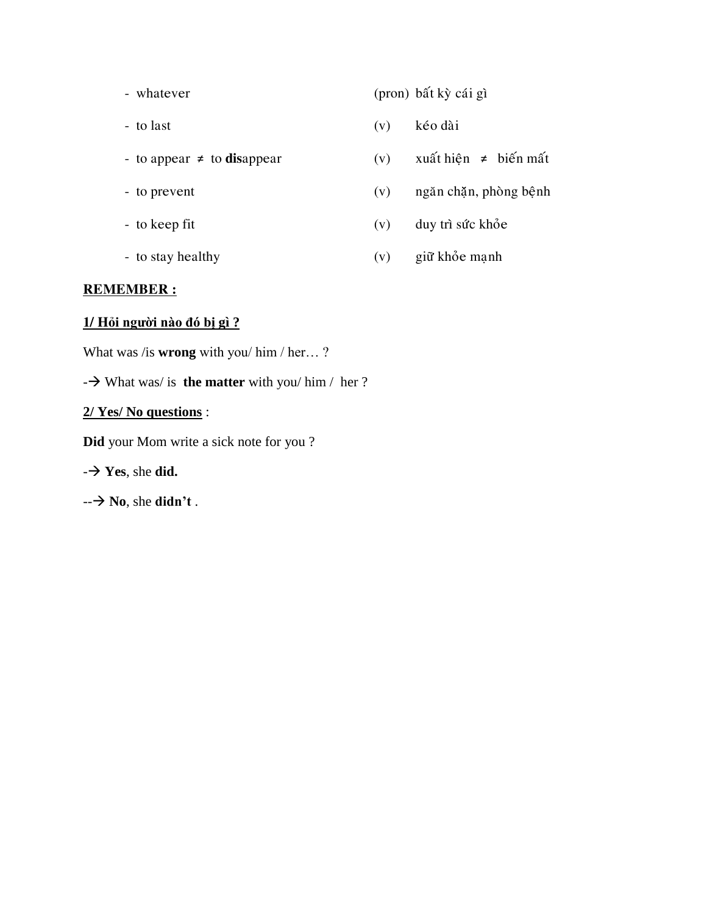- whatever (pron) bất kỳ cái gì
- to last (v) kéo dài
- to appear ≠ to **dis**appear (v) xuất hiện ≠ biến mất
- to prevent (v) ngăn chặn, phòng bệnh
- to keep fit (v) duy trì sức khỏe
- to stay healthy (v) giữ khỏe mạnh

**<u>REMEMBER :</u>**

**<u>1/ Hỏi người nào đó bị gì ?</u>**

What was /is **wrong** with you/ him / her… ?

-→ What was/ is **the matter** with you/ him / her ?

**<u>2/ Yes/ No questions</u>** :

**Did** your Mom write a sick note for you ?

-→ **Yes**, she **did.**

--→ **No**, she **didn't** .